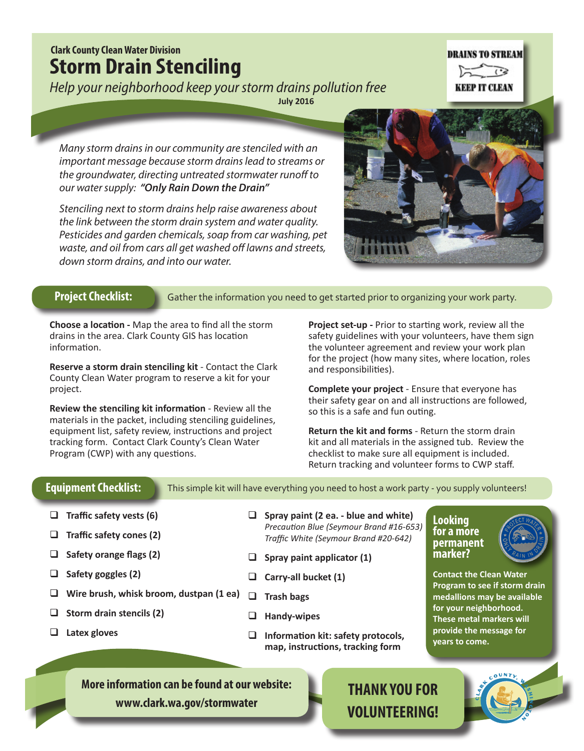Clark County Clean Water Division

# Storm Drain Stenciling

*Help your neighborhood keep your storm drains pollution free*

**July 2016**

DRAINS TO STREAM
KEEP IT CLEAN

*Many storm drains in our community are stenciled with an important message because storm drains lead to streams or the groundwater, directing untreated stormwater runoff to our water supply: **"Only Rain Down the Drain"***

*Stenciling next to storm drains help raise awareness about the link between the storm drain system and water quality. Pesticides and garden chemicals, soap from car washing, pet waste, and oil from cars all get washed off lawns and streets, down storm drains, and into our water.*

## Project Checklist:

Gather the information you need to get started prior to organizing your work party.

**Choose a location -** Map the area to find all the storm drains in the area. Clark County GIS has location information.

**Reserve a storm drain stenciling kit** - Contact the Clark County Clean Water program to reserve a kit for your project.

**Review the stenciling kit information** - Review all the materials in the packet, including stenciling guidelines, equipment list, safety review, instructions and project tracking form. Contact Clark County's Clean Water Program (CWP) with any questions.

**Project set-up -** Prior to starting work, review all the safety guidelines with your volunteers, have them sign the volunteer agreement and review your work plan for the project (how many sites, where location, roles and responsibilities).

**Complete your project** - Ensure that everyone has their safety gear on and all instructions are followed, so this is a safe and fun outing.

**Return the kit and forms** - Return the storm drain kit and all materials in the assigned tub. Review the checklist to make sure all equipment is included. Return tracking and volunteer forms to CWP staff.

## Equipment Checklist:

This simple kit will have everything you need to host a work party - you supply volunteers!

- ❑ **Traffic safety vests (6)**
- ❑ **Traffic safety cones (2)**
- ❑ **Safety orange flags (2)**
- ❑ **Safety goggles (2)**
- ❑ **Wire brush, whisk broom, dustpan (1 ea)**
- ❑ **Storm drain stencils (2)**
- ❑ **Latex gloves**
- ❑ **Spray paint (2 ea. - blue and white)**
  *Precaution Blue (Seymour Brand #16-653)*
  *Traffic White (Seymour Brand #20-642)*
- ❑ **Spray paint applicator (1)**
- ❑ **Carry-all bucket (1)**
- ❑ **Trash bags**
- ❑ **Handy-wipes**
- ❑ **Information kit: safety protocols, map, instructions, tracking form**

### Looking for a more permanent marker?

PROTECT WATER · ONLY RAIN IN DRAIN

**Contact the Clean Water Program to see if storm drain medallions may be available for your neighborhood. These metal markers will provide the message for years to come.**

**More information can be found at our website:**
**www.clark.wa.gov/stormwater**

**THANK YOU FOR VOLUNTEERING!**

CLARK COUNTY, WASHINGTON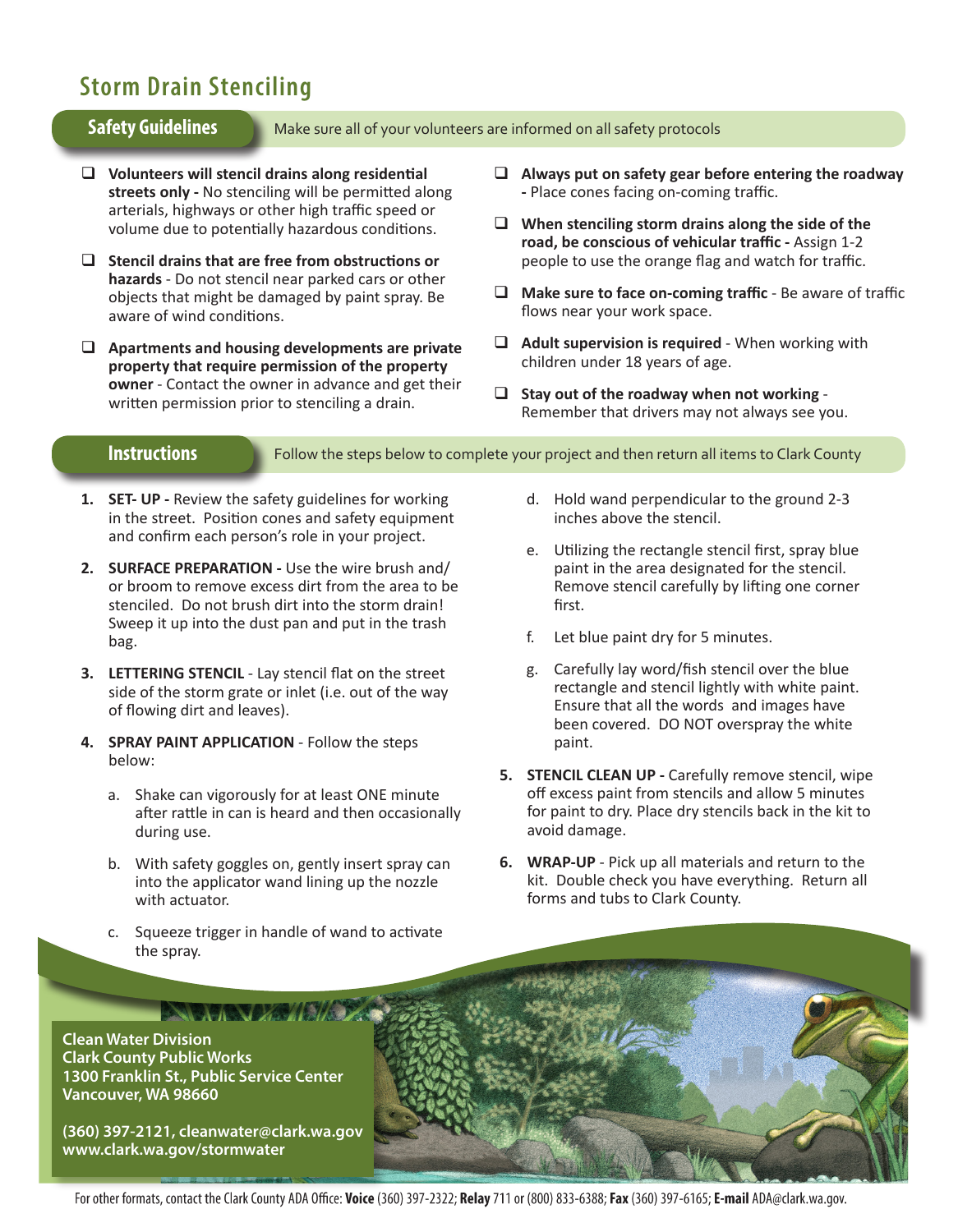# Storm Drain Stenciling

## Safety Guidelines

Make sure all of your volunteers are informed on all safety protocols

- **Volunteers will stencil drains along residential streets only -** No stenciling will be permitted along arterials, highways or other high traffic speed or volume due to potentially hazardous conditions.
- **Stencil drains that are free from obstructions or hazards** - Do not stencil near parked cars or other objects that might be damaged by paint spray. Be aware of wind conditions.
- **Apartments and housing developments are private property that require permission of the property owner** - Contact the owner in advance and get their written permission prior to stenciling a drain.
- **Always put on safety gear before entering the roadway -** Place cones facing on-coming traffic.
- **When stenciling storm drains along the side of the road, be conscious of vehicular traffic -** Assign 1-2 people to use the orange flag and watch for traffic.
- **Make sure to face on-coming traffic** - Be aware of traffic flows near your work space.
- **Adult supervision is required** - When working with children under 18 years of age.
- **Stay out of the roadway when not working** - Remember that drivers may not always see you.

## Instructions

Follow the steps below to complete your project and then return all items to Clark County

1. **SET- UP -** Review the safety guidelines for working in the street. Position cones and safety equipment and confirm each person's role in your project.
2. **SURFACE PREPARATION -** Use the wire brush and/or broom to remove excess dirt from the area to be stenciled. Do not brush dirt into the storm drain! Sweep it up into the dust pan and put in the trash bag.
3. **LETTERING STENCIL** - Lay stencil flat on the street side of the storm grate or inlet (i.e. out of the way of flowing dirt and leaves).
4. **SPRAY PAINT APPLICATION** - Follow the steps below:
   a. Shake can vigorously for at least ONE minute after rattle in can is heard and then occasionally during use.
   b. With safety goggles on, gently insert spray can into the applicator wand lining up the nozzle with actuator.
   c. Squeeze trigger in handle of wand to activate the spray.
   d. Hold wand perpendicular to the ground 2-3 inches above the stencil.
   e. Utilizing the rectangle stencil first, spray blue paint in the area designated for the stencil. Remove stencil carefully by lifting one corner first.
   f. Let blue paint dry for 5 minutes.
   g. Carefully lay word/fish stencil over the blue rectangle and stencil lightly with white paint. Ensure that all the words and images have been covered. DO NOT overspray the white paint.
5. **STENCIL CLEAN UP -** Carefully remove stencil, wipe off excess paint from stencils and allow 5 minutes for paint to dry. Place dry stencils back in the kit to avoid damage.
6. **WRAP-UP** - Pick up all materials and return to the kit. Double check you have everything. Return all forms and tubs to Clark County.

**Clean Water Division**
**Clark County Public Works**
**1300 Franklin St., Public Service Center**
**Vancouver, WA 98660**

**(360) 397-2121, cleanwater@clark.wa.gov**
**www.clark.wa.gov/stormwater**

For other formats, contact the Clark County ADA Office: **Voice** (360) 397-2322; **Relay** 711 or (800) 833-6388; **Fax** (360) 397-6165; **E-mail** ADA@clark.wa.gov.